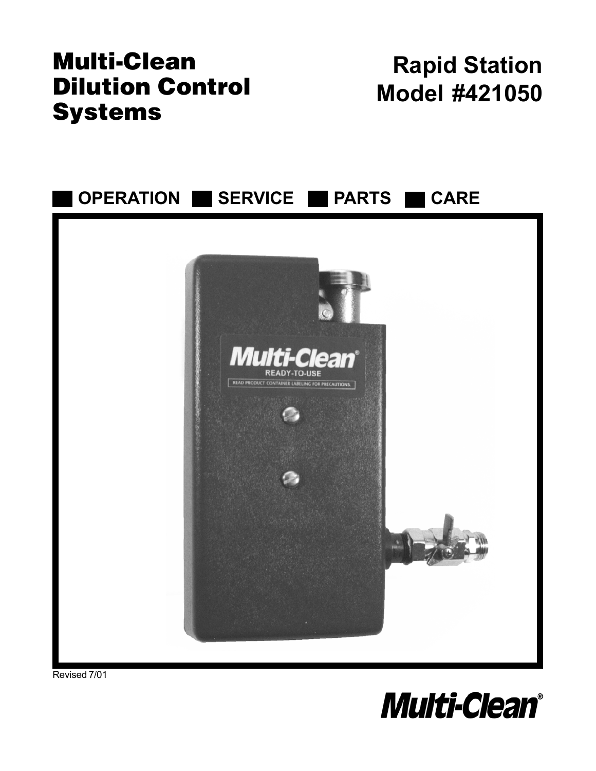# Multi-Clean Dilution Control Systems

# Rapid Station Model #421050

**OPERATION** **SERVICE** **PARTS** **CARE**

Revised 7/01

**Multi-Clean®**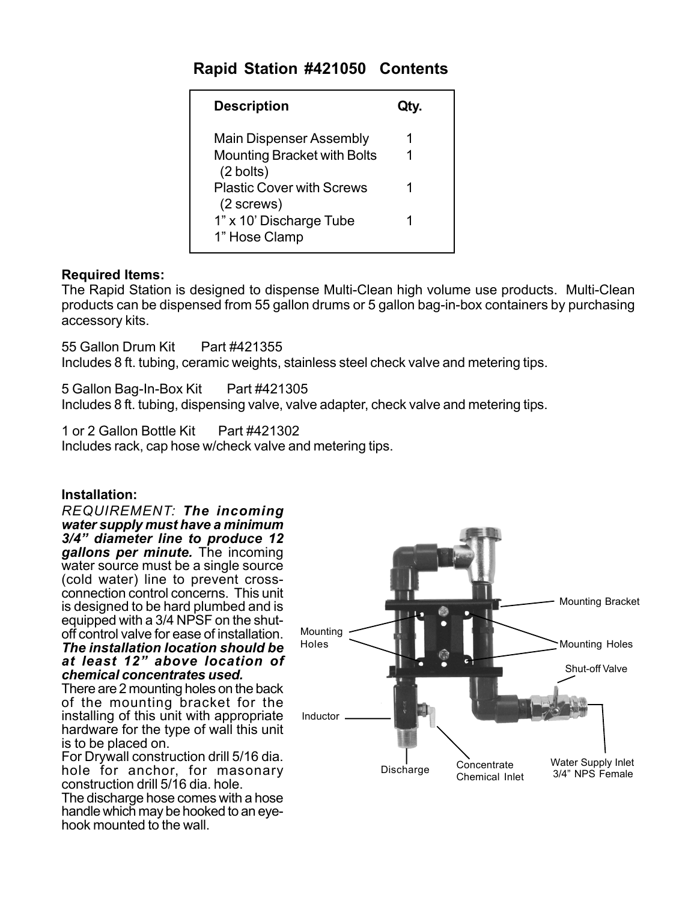## Rapid Station #421050 Contents

| Description | Qty. |
|---|---|
| Main Dispenser Assembly | 1 |
| Mounting Bracket with Bolts (2 bolts) | 1 |
| Plastic Cover with Screws (2 screws) | 1 |
| 1" x 10' Discharge Tube | 1 |
| 1" Hose Clamp | |

**Required Items:**

The Rapid Station is designed to dispense Multi-Clean high volume use products. Multi-Clean products can be dispensed from 55 gallon drums or 5 gallon bag-in-box containers by purchasing accessory kits.

55 Gallon Drum Kit Part #421355
Includes 8 ft. tubing, ceramic weights, stainless steel check valve and metering tips.

5 Gallon Bag-In-Box Kit Part #421305
Includes 8 ft. tubing, dispensing valve, valve adapter, check valve and metering tips.

1 or 2 Gallon Bottle Kit Part #421302
Includes rack, cap hose w/check valve and metering tips.

**Installation:**

*REQUIREMENT:* ***The incoming water supply must have a minimum 3/4" diameter line to produce 12 gallons per minute.*** The incoming water source must be a single source (cold water) line to prevent cross-connection control concerns. This unit is designed to be hard plumbed and is equipped with a 3/4 NPSF on the shut-off control valve for ease of installation. ***The installation location should be at least 12" above location of chemical concentrates used.***

There are 2 mounting holes on the back of the mounting bracket for the installing of this unit with appropriate hardware for the type of wall this unit is to be placed on.

For Drywall construction drill 5/16 dia. hole for anchor, for masonary construction drill 5/16 dia. hole.

The discharge hose comes with a hose handle which may be hooked to an eye-hook mounted to the wall.

Mounting Bracket
Mounting Holes
Mounting Holes
Shut-off Valve
Inductor
Discharge
Concentrate Chemical Inlet
Water Supply Inlet 3/4" NPS Female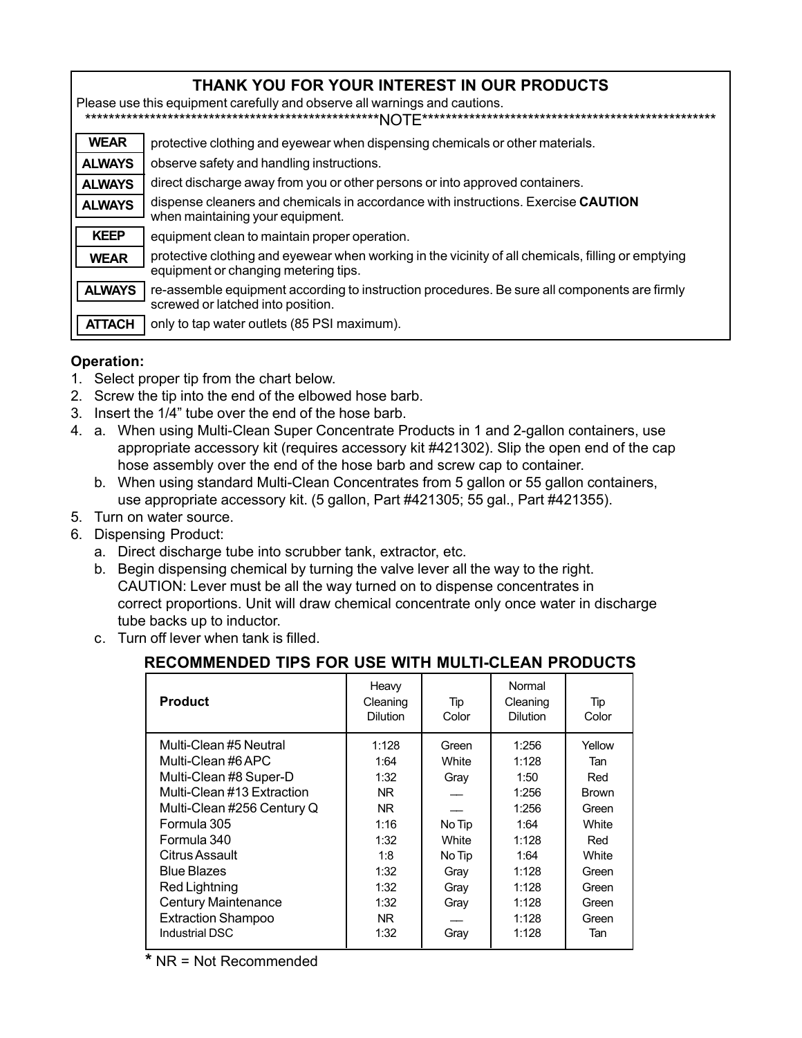## THANK YOU FOR YOUR INTEREST IN OUR PRODUCTS

Please use this equipment carefully and observe all warnings and cautions.

***************************************************NOTE***************************************************

| | |
|---|---|
| **WEAR** | protective clothing and eyewear when dispensing chemicals or other materials. |
| **ALWAYS** | observe safety and handling instructions. |
| **ALWAYS** | direct discharge away from you or other persons or into approved containers. |
| **ALWAYS** | dispense cleaners and chemicals in accordance with instructions. Exercise **CAUTION** when maintaining your equipment. |
| **KEEP** | equipment clean to maintain proper operation. |
| **WEAR** | protective clothing and eyewear when working in the vicinity of all chemicals, filling or emptying equipment or changing metering tips. |
| **ALWAYS** | re-assemble equipment according to instruction procedures. Be sure all components are firmly screwed or latched into position. |
| **ATTACH** | only to tap water outlets (85 PSI maximum). |

**Operation:**

1. Select proper tip from the chart below.
2. Screw the tip into the end of the elbowed hose barb.
3. Insert the 1/4" tube over the end of the hose barb.
4. a. When using Multi-Clean Super Concentrate Products in 1 and 2-gallon containers, use appropriate accessory kit (requires accessory kit #421302). Slip the open end of the cap hose assembly over the end of the hose barb and screw cap to container.
   b. When using standard Multi-Clean Concentrates from 5 gallon or 55 gallon containers, use appropriate accessory kit. (5 gallon, Part #421305; 55 gal., Part #421355).
5. Turn on water source.
6. Dispensing Product:
   a. Direct discharge tube into scrubber tank, extractor, etc.
   b. Begin dispensing chemical by turning the valve lever all the way to the right. CAUTION: Lever must be all the way turned on to dispense concentrates in correct proportions. Unit will draw chemical concentrate only once water in discharge tube backs up to inductor.
   c. Turn off lever when tank is filled.

### RECOMMENDED TIPS FOR USE WITH MULTI-CLEAN PRODUCTS

| Product | Heavy Cleaning Dilution | Tip Color | Normal Cleaning Dilution | Tip Color |
|---|---|---|---|---|
| Multi-Clean #5 Neutral | 1:128 | Green | 1:256 | Yellow |
| Multi-Clean #6 APC | 1:64 | White | 1:128 | Tan |
| Multi-Clean #8 Super-D | 1:32 | Gray | 1:50 | Red |
| Multi-Clean #13 Extraction | NR | — | 1:256 | Brown |
| Multi-Clean #256 Century Q | NR | — | 1:256 | Green |
| Formula 305 | 1:16 | No Tip | 1:64 | White |
| Formula 340 | 1:32 | White | 1:128 | Red |
| Citrus Assault | 1:8 | No Tip | 1:64 | White |
| Blue Blazes | 1:32 | Gray | 1:128 | Green |
| Red Lightning | 1:32 | Gray | 1:128 | Green |
| Century Maintenance | 1:32 | Gray | 1:128 | Green |
| Extraction Shampoo | NR | — | 1:128 | Green |
| Industrial DSC | 1:32 | Gray | 1:128 | Tan |

* NR = Not Recommended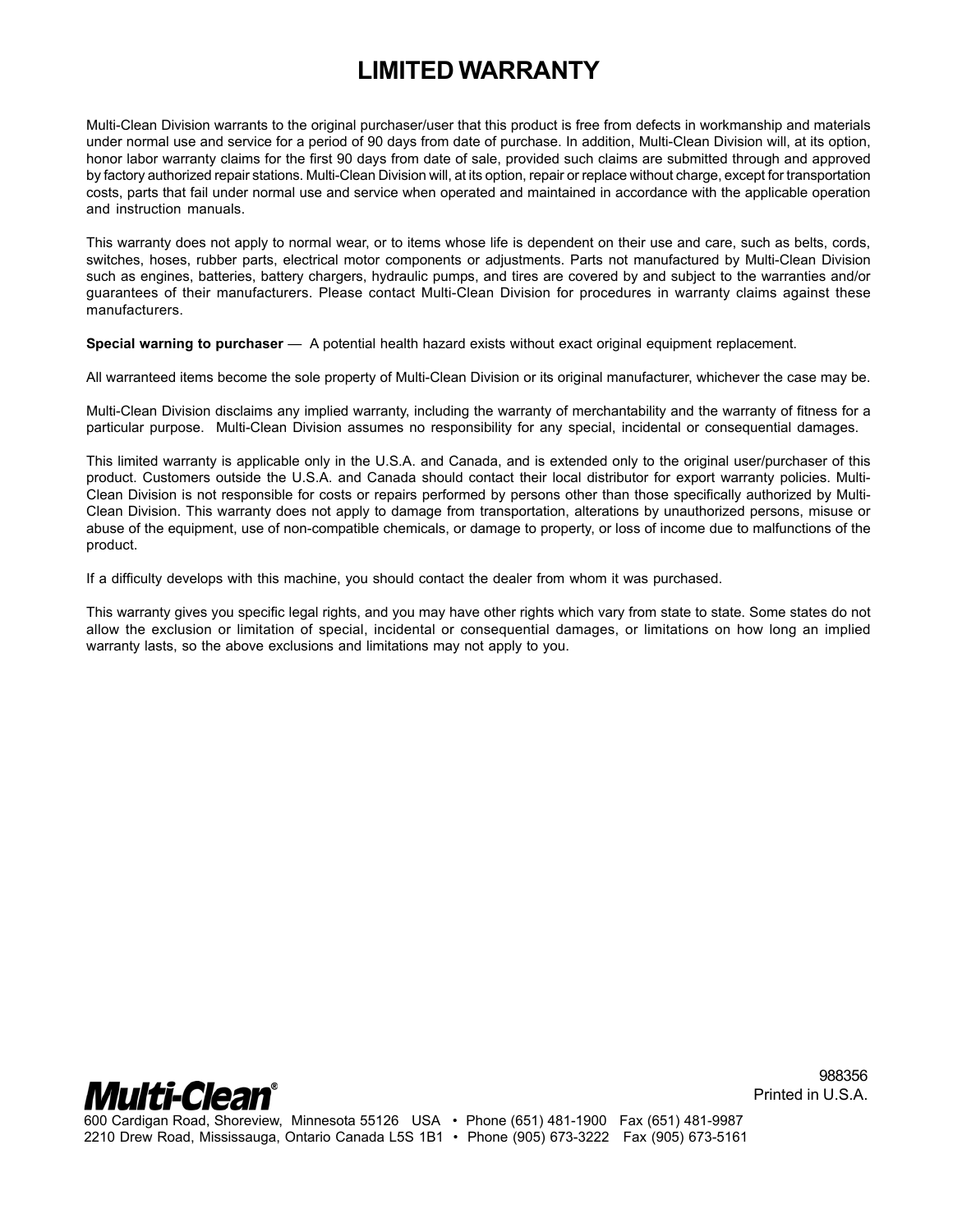# LIMITED WARRANTY

Multi-Clean Division warrants to the original purchaser/user that this product is free from defects in workmanship and materials under normal use and service for a period of 90 days from date of purchase. In addition, Multi-Clean Division will, at its option, honor labor warranty claims for the first 90 days from date of sale, provided such claims are submitted through and approved by factory authorized repair stations. Multi-Clean Division will, at its option, repair or replace without charge, except for transportation costs, parts that fail under normal use and service when operated and maintained in accordance with the applicable operation and instruction manuals.

This warranty does not apply to normal wear, or to items whose life is dependent on their use and care, such as belts, cords, switches, hoses, rubber parts, electrical motor components or adjustments. Parts not manufactured by Multi-Clean Division such as engines, batteries, battery chargers, hydraulic pumps, and tires are covered by and subject to the warranties and/or guarantees of their manufacturers. Please contact Multi-Clean Division for procedures in warranty claims against these manufacturers.

**Special warning to purchaser** — A potential health hazard exists without exact original equipment replacement.

All warranteed items become the sole property of Multi-Clean Division or its original manufacturer, whichever the case may be.

Multi-Clean Division disclaims any implied warranty, including the warranty of merchantability and the warranty of fitness for a particular purpose. Multi-Clean Division assumes no responsibility for any special, incidental or consequential damages.

This limited warranty is applicable only in the U.S.A. and Canada, and is extended only to the original user/purchaser of this product. Customers outside the U.S.A. and Canada should contact their local distributor for export warranty policies. Multi-Clean Division is not responsible for costs or repairs performed by persons other than those specifically authorized by Multi-Clean Division. This warranty does not apply to damage from transportation, alterations by unauthorized persons, misuse or abuse of the equipment, use of non-compatible chemicals, or damage to property, or loss of income due to malfunctions of the product.

If a difficulty develops with this machine, you should contact the dealer from whom it was purchased.

This warranty gives you specific legal rights, and you may have other rights which vary from state to state. Some states do not allow the exclusion or limitation of special, incidental or consequential damages, or limitations on how long an implied warranty lasts, so the above exclusions and limitations may not apply to you.

**Multi-Clean®**

988356
Printed in U.S.A.

600 Cardigan Road, Shoreview, Minnesota 55126 USA • Phone (651) 481-1900 Fax (651) 481-9987
2210 Drew Road, Mississauga, Ontario Canada L5S 1B1 • Phone (905) 673-3222 Fax (905) 673-5161